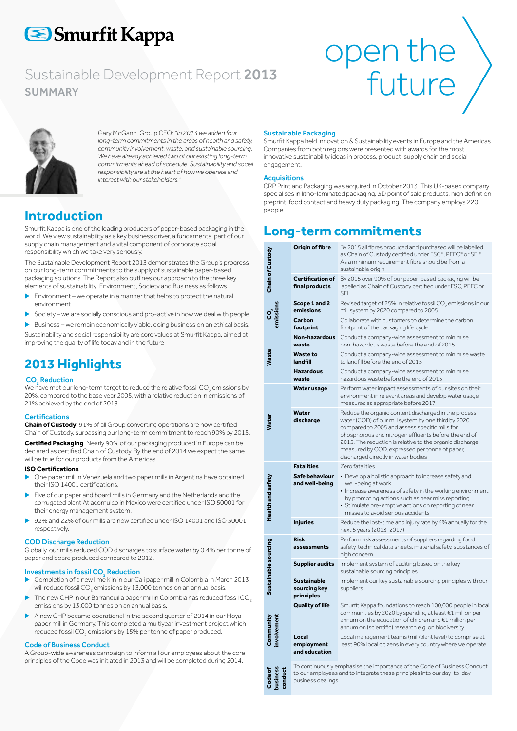# Smurfit Kappa

## Sustainable Development Report **2013**

### SUMMARY

open the future

Gary McGann, Group CEO: *"In 2013 we added four long-term commitments in the areas of health and safety, community involvement, waste, and sustainable sourcing. We have already achieved two of our existing long-term commitments ahead of schedule. Sustainability and social responsibility are at the heart of how we operate and interact with our stakeholders."*

## Introduction

Smurfit Kappa is one of the leading producers of paper-based packaging in the world. We view sustainability as a key business driver, a fundamental part of our supply chain management and a vital component of corporate social responsibility which we take very seriously.

The Sustainable Development Report 2013 demonstrates the Group's progress on our long-term commitments to the supply of sustainable paper-based packaging solutions. The Report also outlines our approach to the three key elements of sustainability: Environment, Society and Business as follows.

- Environment – we operate in a manner that helps to protect the natural environment.
- Society – we are socially conscious and pro-active in how we deal with people.
- Business – we remain economically viable, doing business on an ethical basis.

Sustainability and social responsibility are core values at Smurfit Kappa, aimed at improving the quality of life today and in the future.

## 2013 Highlights

### $CO_2$ Reduction

We have met our long-term target to reduce the relative fossil $CO_2$ emissions by 20%, compared to the base year 2005, with a relative reduction in emissions of 21% achieved by the end of 2013.

### Certifications

**Chain of Custody**. 91% of all Group converting operations are now certified Chain of Custody, surpassing our long-term commitment to reach 90% by 2015.

**Certified Packaging**. Nearly 90% of our packaging produced in Europe can be declared as certified Chain of Custody. By the end of 2014 we expect the same will be true for our products from the Americas.

**ISO Certifications**

- One paper mill in Venezuela and two paper mills in Argentina have obtained their ISO 14001 certifications.
- Five of our paper and board mills in Germany and the Netherlands and the corrugated plant Atlacomulco in Mexico were certified under ISO 50001 for their energy management system.
- 92% and 22% of our mills are now certified under ISO 14001 and ISO 50001 respectively.

### COD Discharge Reduction

Globally, our mills reduced COD discharges to surface water by 0.4% per tonne of paper and board produced compared to 2012.

### Investments in fossil $CO_2$ Reduction

- Completion of a new lime kiln in our Cali paper mill in Colombia in March 2013 will reduce fossil $CO_2$ emissions by 13,000 tonnes on an annual basis.
- The new CHP in our Barranquilla paper mill in Colombia has reduced fossil $CO_2$ emissions by 13,000 tonnes on an annual basis.
- A new CHP became operational in the second quarter of 2014 in our Hoya paper mill in Germany. This completed a multiyear investment project which reduced fossil $CO_2$ emissions by 15% per tonne of paper produced.

### Code of Business Conduct

A Group-wide awareness campaign to inform all our employees about the core principles of the Code was initiated in 2013 and will be completed during 2014.

### Sustainable Packaging

Smurfit Kappa held Innovation & Sustainability events in Europe and the Americas. Companies from both regions were presented with awards for the most innovative sustainability ideas in process, product, supply chain and social engagement.

### Acquisitions

CRP Print and Packaging was acquired in October 2013. This UK-based company specialises in litho-laminated packaging, 3D point of sale products, high definition preprint, food contact and heavy duty packaging. The company employs 220 people.

## Long-term commitments

| | | |
|---|---|---|
| Chain of Custody | **Origin of fibre** | By 2015 all fibres produced and purchased will be labelled as Chain of Custody certified under FSC®, PEFC® or SFI®. As a minimum requirement fibre should be from a sustainable origin |
| | **Certification of final products** | By 2015 over 90% of our paper-based packaging will be labelled as Chain of Custody certified under FSC, PEFC or SFI |
| $CO_2$ emissions | **Scope 1 and 2 emissions** | Revised target of 25% in relative fossil $CO_2$ emissions in our mill system by 2020 compared to 2005 |
| | **Carbon footprint** | Collaborate with customers to determine the carbon footprint of the packaging life cycle |
| Waste | **Non-hazardous waste** | Conduct a company-wide assessment to minimise non-hazardous waste before the end of 2015 |
| | **Waste to landfill** | Conduct a company-wide assessment to minimise waste to landfill before the end of 2015 |
| | **Hazardous waste** | Conduct a company-wide assessment to minimise hazardous waste before the end of 2015 |
| Water | **Water usage** | Perform water impact assessments of our sites on their environment in relevant areas and develop water usage measures as appropriate before 2017 |
| | **Water discharge** | Reduce the organic content discharged in the process water (COD) of our mill system by one third by 2020 compared to 2005 and assess specific mills for phosphorous and nitrogen effluents before the end of 2015. The reduction is relative to the organic discharge measured by COD, expressed per tonne of paper, discharged directly in water bodies |
| Health and safety | **Fatalities** | Zero fatalities |
| | **Safe behaviour and well-being** | • Develop a holistic approach to increase safety and well-being at work<br>• Increase awareness of safety in the working environment by promoting actions such as near miss reporting<br>• Stimulate pre-emptive actions on reporting of near misses to avoid serious accidents |
| | **Injuries** | Reduce the lost-time and injury rate by 5% annually for the next 5 years (2013-2017) |
| Sustainable sourcing | **Risk assessments** | Perform risk assessments of suppliers regarding food safety, technical data sheets, material safety, substances of high concern |
| | **Supplier audits** | Implement system of auditing based on the key sustainable sourcing principles |
| | **Sustainable sourcing key principles** | Implement our key sustainable sourcing principles with our suppliers |
| Community involvement | **Quality of life** | Smurfit Kappa foundations to reach 100,000 people in local communities by 2020 by spending at least €1 million per annum on the education of children and €1 million per annum on (scientific) research e.g. on biodiversity |
| | **Local employment and education** | Local management teams (mill/plant level) to comprise at least 90% local citizens in every country where we operate |
| Code of business conduct | | To continuously emphasise the importance of the Code of Business Conduct to our employees and to integrate these principles into our day-to-day business dealings |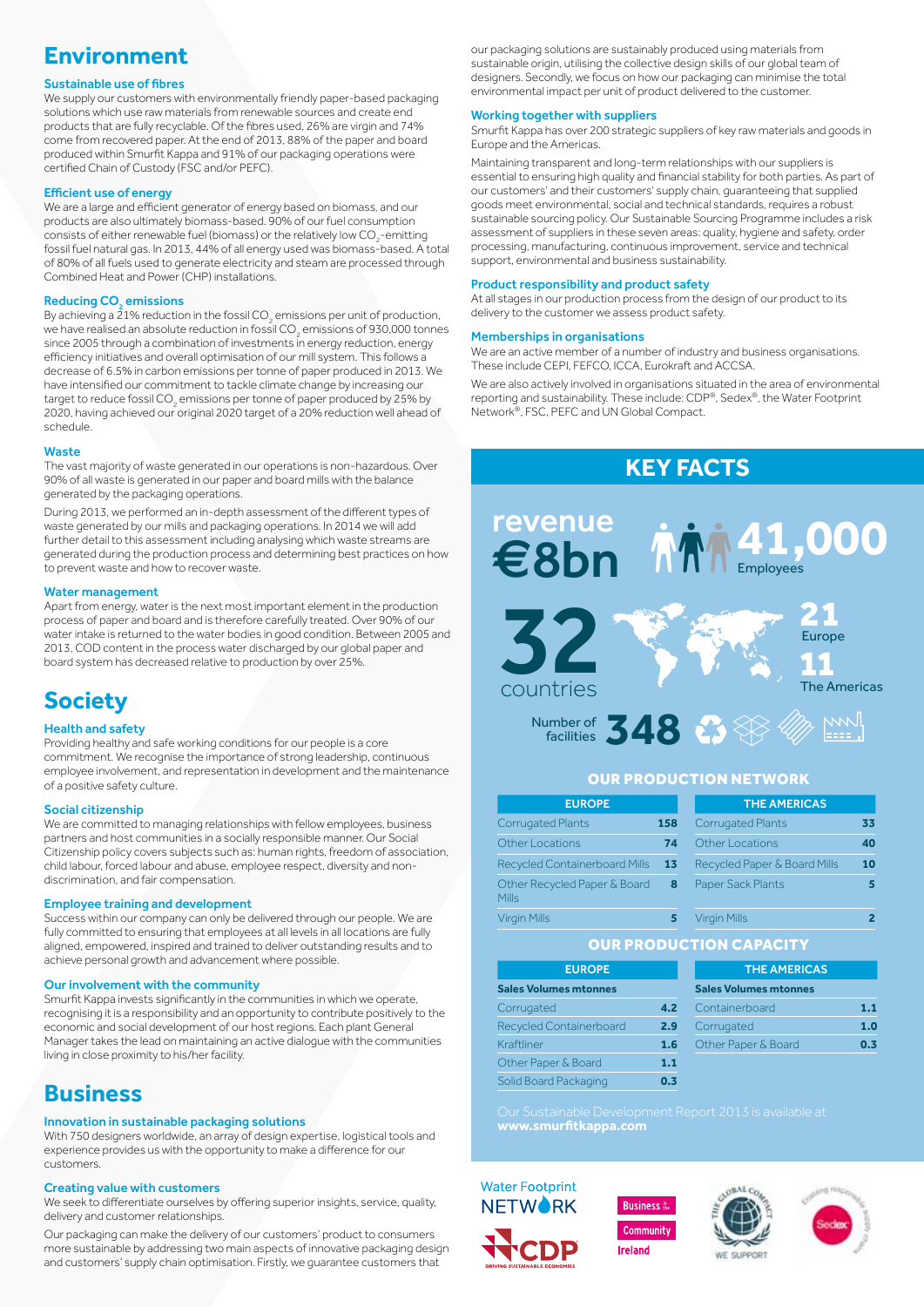# Environment

### Sustainable use of fibres

We supply our customers with environmentally friendly paper-based packaging solutions which use raw materials from renewable sources and create end products that are fully recyclable. Of the fibres used, 26% are virgin and 74% come from recovered paper. At the end of 2013, 88% of the paper and board produced within Smurfit Kappa and 91% of our packaging operations were certified Chain of Custody (FSC and/or PEFC).

### Efficient use of energy

We are a large and efficient generator of energy based on biomass, and our products are also ultimately biomass-based. 90% of our fuel consumption consists of either renewable fuel (biomass) or the relatively low $CO_2$-emitting fossil fuel natural gas. In 2013, 44% of all energy used was biomass-based. A total of 80% of all fuels used to generate electricity and steam are processed through Combined Heat and Power (CHP) installations.

### Reducing $CO_2$ emissions

By achieving a 21% reduction in the fossil $CO_2$ emissions per unit of production, we have realised an absolute reduction in fossil $CO_2$ emissions of 930,000 tonnes since 2005 through a combination of investments in energy reduction, energy efficiency initiatives and overall optimisation of our mill system. This follows a decrease of 6.5% in carbon emissions per tonne of paper produced in 2013. We have intensified our commitment to tackle climate change by increasing our target to reduce fossil $CO_2$ emissions per tonne of paper produced by 25% by 2020, having achieved our original 2020 target of a 20% reduction well ahead of schedule.

### Waste

The vast majority of waste generated in our operations is non-hazardous. Over 90% of all waste is generated in our paper and board mills with the balance generated by the packaging operations.

During 2013, we performed an in-depth assessment of the different types of waste generated by our mills and packaging operations. In 2014 we will add further detail to this assessment including analysing which waste streams are generated during the production process and determining best practices on how to prevent waste and how to recover waste.

### Water management

Apart from energy, water is the next most important element in the production process of paper and board and is therefore carefully treated. Over 90% of our water intake is returned to the water bodies in good condition. Between 2005 and 2013, COD content in the process water discharged by our global paper and board system has decreased relative to production by over 25%.

# Society

### Health and safety

Providing healthy and safe working conditions for our people is a core commitment. We recognise the importance of strong leadership, continuous employee involvement, and representation in development and the maintenance of a positive safety culture.

### Social citizenship

We are committed to managing relationships with fellow employees, business partners and host communities in a socially responsible manner. Our Social Citizenship policy covers subjects such as: human rights, freedom of association, child labour, forced labour and abuse, employee respect, diversity and non-discrimination, and fair compensation.

### Employee training and development

Success within our company can only be delivered through our people. We are fully committed to ensuring that employees at all levels in all locations are fully aligned, empowered, inspired and trained to deliver outstanding results and to achieve personal growth and advancement where possible.

### Our involvement with the community

Smurfit Kappa invests significantly in the communities in which we operate, recognising it is a responsibility and an opportunity to contribute positively to the economic and social development of our host regions. Each plant General Manager takes the lead on maintaining an active dialogue with the communities living in close proximity to his/her facility.

# Business

### Innovation in sustainable packaging solutions

With 750 designers worldwide, an array of design expertise, logistical tools and experience provides us with the opportunity to make a difference for our customers.

### Creating value with customers

We seek to differentiate ourselves by offering superior insights, service, quality, delivery and customer relationships.

Our packaging can make the delivery of our customers' product to consumers more sustainable by addressing two main aspects of innovative packaging design and customers' supply chain optimisation. Firstly, we guarantee customers that our packaging solutions are sustainably produced using materials from sustainable origin, utilising the collective design skills of our global team of designers. Secondly, we focus on how our packaging can minimise the total environmental impact per unit of product delivered to the customer.

### Working together with suppliers

Smurfit Kappa has over 200 strategic suppliers of key raw materials and goods in Europe and the Americas.

Maintaining transparent and long-term relationships with our suppliers is essential to ensuring high quality and financial stability for both parties. As part of our customers' and their customers' supply chain, guaranteeing that supplied goods meet environmental, social and technical standards, requires a robust sustainable sourcing policy. Our Sustainable Sourcing Programme includes a risk assessment of suppliers in these seven areas: quality, hygiene and safety, order processing, manufacturing, continuous improvement, service and technical support, environmental and business sustainability.

### Product responsibility and product safety

At all stages in our production process from the design of our product to its delivery to the customer we assess product safety.

### Memberships in organisations

We are an active member of a number of industry and business organisations. These include CEPI, FEFCO, ICCA, Eurokraft and ACCSA.

We are also actively involved in organisations situated in the area of environmental reporting and sustainability. These include: CDP®, Sedex®, the Water Footprint Network®, FSC, PEFC and UN Global Compact.

# KEY FACTS

revenue €8bn

41,000 Employees

32 countries

21 Europe

11 The Americas

Number of facilities 348

## OUR PRODUCTION NETWORK

| EUROPE | | THE AMERICAS | |
|---|---|---|---|
| Corrugated Plants | 158 | Corrugated Plants | 33 |
| Other Locations | 74 | Other Locations | 40 |
| Recycled Containerboard Mills | 13 | Recycled Paper & Board Mills | 10 |
| Other Recycled Paper & Board Mills | 8 | Paper Sack Plants | 5 |
| Virgin Mills | 5 | Virgin Mills | 2 |

## OUR PRODUCTION CAPACITY

| EUROPE | | THE AMERICAS | |
|---|---|---|---|
| **Sales Volumes mtonnes** | | **Sales Volumes mtonnes** | |
| Corrugated | 4.2 | Containerboard | 1.1 |
| Recycled Containerboard | 2.9 | Corrugated | 1.0 |
| Kraftliner | 1.6 | Other Paper & Board | 0.3 |
| Other Paper & Board | 1.1 | | |
| Solid Board Packaging | 0.3 | | |

Our Sustainable Development Report 2013 is available at **www.smurfitkappa.com**

Water Footprint NETWORK

CDP DRIVING SUSTAINABLE ECONOMIES

Business in the Community Ireland

THE GLOBAL COMPACT WE SUPPORT

Sedex